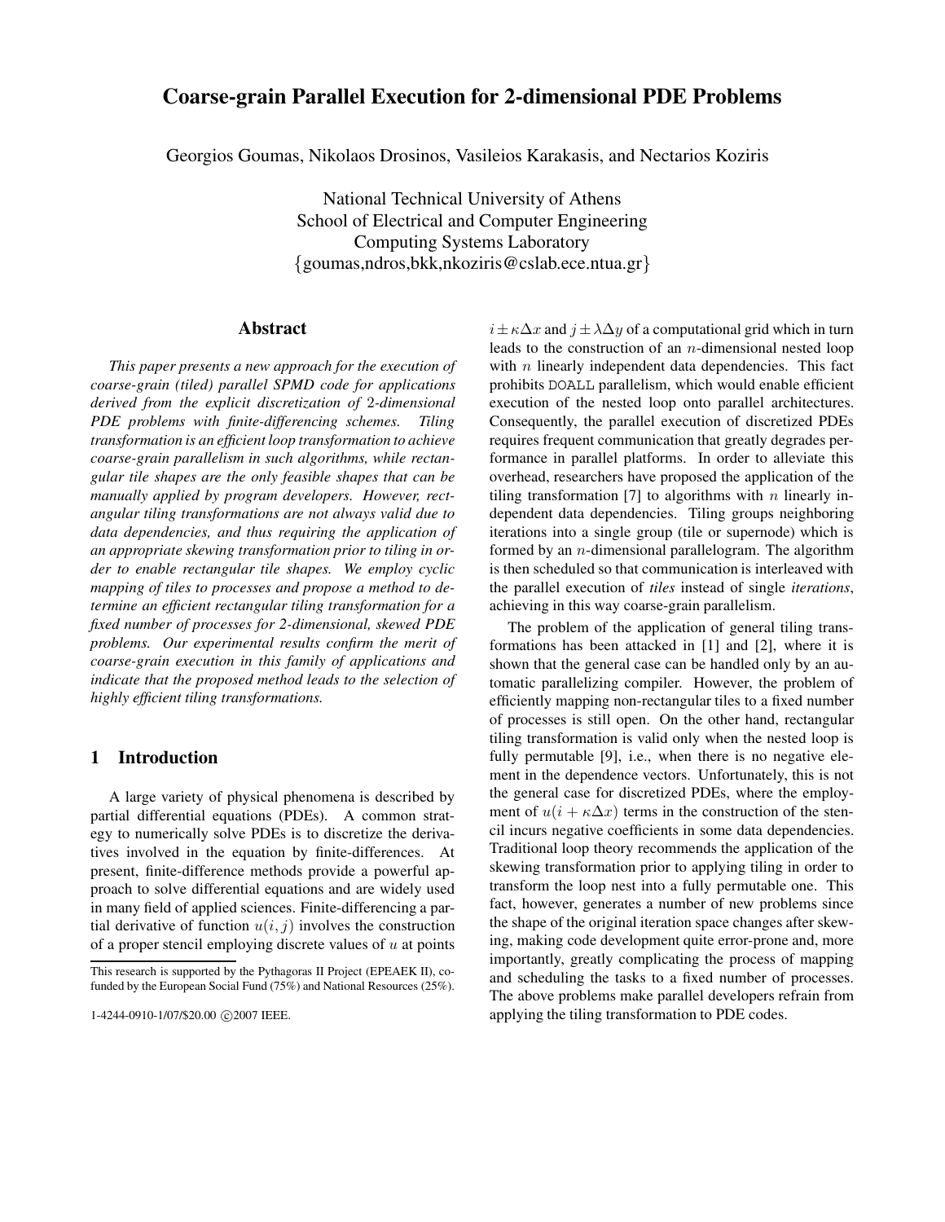# Coarse-grain Parallel Execution for 2-dimensional PDE Problems

Georgios Goumas, Nikolaos Drosinos, Vasileios Karakasis, and Nectarios Koziris

National Technical University of Athens
School of Electrical and Computer Engineering
Computing Systems Laboratory
{goumas,ndros,bkk,nkoziris@cslab.ece.ntua.gr}

## Abstract

*This paper presents a new approach for the execution of coarse-grain (tiled) parallel SPMD code for applications derived from the explicit discretization of 2-dimensional PDE problems with finite-differencing schemes. Tiling transformation is an efficient loop transformation to achieve coarse-grain parallelism in such algorithms, while rectangular tile shapes are the only feasible shapes that can be manually applied by program developers. However, rectangular tiling transformations are not always valid due to data dependencies, and thus requiring the application of an appropriate skewing transformation prior to tiling in order to enable rectangular tile shapes. We employ cyclic mapping of tiles to processes and propose a method to determine an efficient rectangular tiling transformation for a fixed number of processes for 2-dimensional, skewed PDE problems. Our experimental results confirm the merit of coarse-grain execution in this family of applications and indicate that the proposed method leads to the selection of highly efficient tiling transformations.*

## 1 Introduction

A large variety of physical phenomena is described by partial differential equations (PDEs). A common strategy to numerically solve PDEs is to discretize the derivatives involved in the equation by finite-differences. At present, finite-difference methods provide a powerful approach to solve differential equations and are widely used in many field of applied sciences. Finite-differencing a partial derivative of function $u(i, j)$ involves the construction of a proper stencil employing discrete values of $u$ at points $i \pm \kappa \Delta x$ and $j \pm \lambda \Delta y$ of a computational grid which in turn leads to the construction of an $n$-dimensional nested loop with $n$ linearly independent data dependencies. This fact prohibits DOALL parallelism, which would enable efficient execution of the nested loop onto parallel architectures. Consequently, the parallel execution of discretized PDEs requires frequent communication that greatly degrades performance in parallel platforms. In order to alleviate this overhead, researchers have proposed the application of the tiling transformation [7] to algorithms with $n$ linearly independent data dependencies. Tiling groups neighboring iterations into a single group (tile or supernode) which is formed by an $n$-dimensional parallelogram. The algorithm is then scheduled so that communication is interleaved with the parallel execution of *tiles* instead of single *iterations*, achieving in this way coarse-grain parallelism.

The problem of the application of general tiling transformations has been attacked in [1] and [2], where it is shown that the general case can be handled only by an automatic parallelizing compiler. However, the problem of efficiently mapping non-rectangular tiles to a fixed number of processes is still open. On the other hand, rectangular tiling transformation is valid only when the nested loop is fully permutable [9], i.e., when there is no negative element in the dependence vectors. Unfortunately, this is not the general case for discretized PDEs, where the employment of $u(i + \kappa \Delta x)$ terms in the construction of the stencil incurs negative coefficients in some data dependencies. Traditional loop theory recommends the application of the skewing transformation prior to applying tiling in order to transform the loop nest into a fully permutable one. This fact, however, generates a number of new problems since the shape of the original iteration space changes after skewing, making code development quite error-prone and, more importantly, greatly complicating the process of mapping and scheduling the tasks to a fixed number of processes. The above problems make parallel developers refrain from applying the tiling transformation to PDE codes.

This research is supported by the Pythagoras II Project (EPEAEK II), cofunded by the European Social Fund (75%) and National Resources (25%).

1-4244-0910-1/07/$20.00 ©2007 IEEE.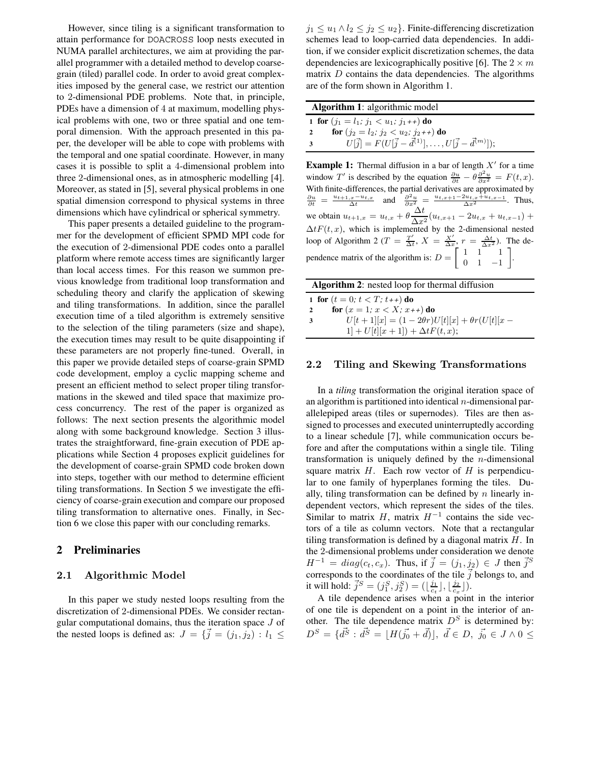However, since tiling is a significant transformation to attain performance for DOACROSS loop nests executed in NUMA parallel architectures, we aim at providing the parallel programmer with a detailed method to develop coarse-grain (tiled) parallel code. In order to avoid great complexities imposed by the general case, we restrict our attention to 2-dimensional PDE problems. Note that, in principle, PDEs have a dimension of 4 at maximum, modelling physical problems with one, two or three spatial and one temporal dimension. With the approach presented in this paper, the developer will be able to cope with problems with the temporal and one spatial coordinate. However, in many cases it is possible to split a 4-dimensional problem into three 2-dimensional ones, as in atmospheric modelling [4]. Moreover, as stated in [5], several physical problems in one spatial dimension correspond to physical systems in three dimensions which have cylindrical or spherical symmetry.

This paper presents a detailed guideline to the programmer for the development of efficient SPMD MPI code for the execution of 2-dimensional PDE codes onto a parallel platform where remote access times are significantly larger than local access times. For this reason we summon previous knowledge from traditional loop transformation and scheduling theory and clarify the application of skewing and tiling transformations. In addition, since the parallel execution time of a tiled algorithm is extremely sensitive to the selection of the tiling parameters (size and shape), the execution times may result to be quite disappointing if these parameters are not properly fine-tuned. Overall, in this paper we provide detailed steps of coarse-grain SPMD code development, employ a cyclic mapping scheme and present an efficient method to select proper tiling transformations in the skewed and tiled space that maximize process concurrency. The rest of the paper is organized as follows: The next section presents the algorithmic model along with some background knowledge. Section 3 illustrates the straightforward, fine-grain execution of PDE applications while Section 4 proposes explicit guidelines for the development of coarse-grain SPMD code broken down into steps, together with our method to determine efficient tiling transformations. In Section 5 we investigate the efficiency of coarse-grain execution and compare our proposed tiling transformation to alternative ones. Finally, in Section 6 we close this paper with our concluding remarks.

## 2 Preliminaries

### 2.1 Algorithmic Model

In this paper we study nested loops resulting from the discretization of 2-dimensional PDEs. We consider rectangular computational domains, thus the iteration space $J$ of the nested loops is defined as: $J = \{\vec{j} = (j_1, j_2) : l_1 \leq j_1 \leq u_1 \wedge l_2 \leq j_2 \leq u_2\}$. Finite-differencing discretization schemes lead to loop-carried data dependencies. In addition, if we consider explicit discretization schemes, the data dependencies are lexicographically positive [6]. The $2 \times m$ matrix $D$ contains the data dependencies. The algorithms are of the form shown in Algorithm 1.

**Algorithm 1**: algorithmic model

```
1 for (j1 = l1; j1 < u1; j1++) do
2     for (j2 = l2; j2 < u2; j2++) do
3         U[j] = F(U[j - d(1)], ..., U[j - d(m)]);
```

**Example 1:** Thermal diffusion in a bar of length $X'$ for a time window $T'$ is described by the equation $\frac{\partial u}{\partial t} - \theta \frac{\partial^2 u}{\partial x^2} = F(t, x)$. With finite-differences, the partial derivatives are approximated by $\frac{\partial u}{\partial t} = \frac{u_{t+1,x} - u_{t,x}}{\Delta t}$ and $\frac{\partial^2 u}{\partial x^2} = \frac{u_{t,x+1} - 2u_{t,x} + u_{t,x-1}}{\Delta x^2}$. Thus, we obtain $u_{t+1,x} = u_{t,x} + \theta \dfrac{\Delta t}{\Delta x^2}(u_{t,x+1} - 2u_{t,x} + u_{t,x-1}) + \Delta t F(t, x)$, which is implemented by the 2-dimensional nested loop of Algorithm 2 ($T = \frac{T'}{\Delta t}$, $X = \frac{X'}{\Delta x}$, $r = \frac{\Delta t}{\Delta x^2}$). The dependence matrix of the algorithm is: $D = \begin{bmatrix} 1 & 1 & 1 \\ 0 & 1 & -1 \end{bmatrix}$.

**Algorithm 2**: nested loop for thermal diffusion

```
1 for (t = 0; t < T; t++) do
2     for (x = 1; x < X; x++) do
3         U[t + 1][x] = (1 − 2θr)U[t][x] + θr(U[t][x −
          1] + U[t][x + 1]) + ΔtF(t, x);
```

### 2.2 Tiling and Skewing Transformations

In a *tiling* transformation the original iteration space of an algorithm is partitioned into identical $n$-dimensional parallelepiped areas (tiles or supernodes). Tiles are then assigned to processes and executed uninterruptedly according to a linear schedule [7], while communication occurs before and after the computations within a single tile. Tiling transformation is uniquely defined by the $n$-dimensional square matrix $H$. Each row vector of $H$ is perpendicular to one family of hyperplanes forming the tiles. Dually, tiling transformation can be defined by $n$ linearly independent vectors, which represent the sides of the tiles. Similar to matrix $H$, matrix $H^{-1}$ contains the side vectors of a tile as column vectors. Note that a rectangular tiling transformation is defined by a diagonal matrix $H$. In the 2-dimensional problems under consideration we denote $H^{-1} = diag(c_t, c_x)$. Thus, if $\vec{j} = (j_1, j_2) \in J$ then $\vec{j}^S$ corresponds to the coordinates of the tile $\vec{j}$ belongs to, and it will hold: $\vec{j}^S = (j_1^S, j_2^S) = (\lfloor \frac{j_1}{c_t} \rfloor, \lfloor \frac{j_2}{c_x} \rfloor)$.

A tile dependence arises when a point in the interior of one tile is dependent on a point in the interior of another. The tile dependence matrix $D^S$ is determined by: $D^S = \{\vec{d^S} : \vec{d^S} = \lfloor H(\vec{j_0} + \vec{d}) \rfloor,\ \vec{d} \in D,\ \vec{j_0} \in J \wedge 0 \leq$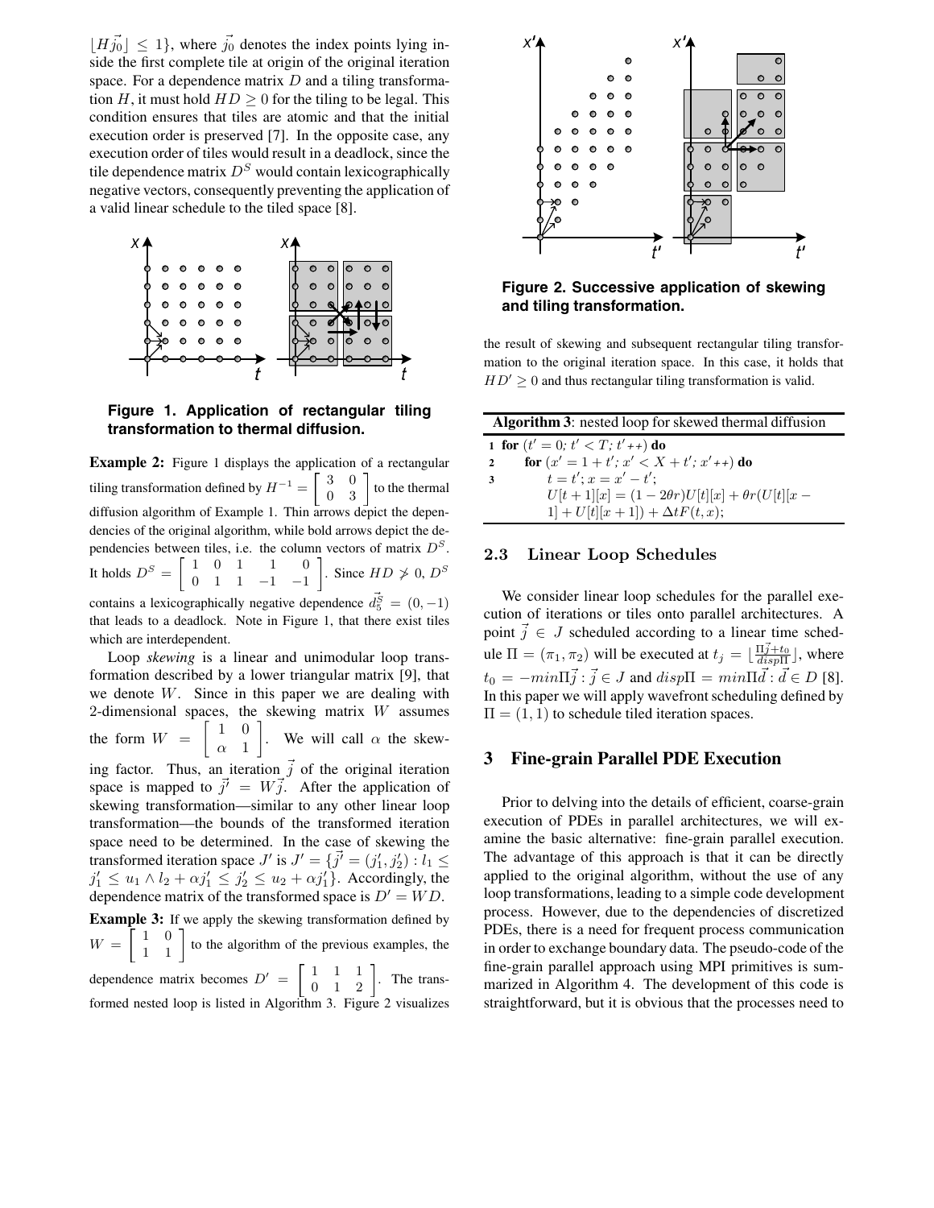$\lfloor H\vec{j_0} \rfloor \leq 1\}$, where $\vec{j_0}$ denotes the index points lying inside the first complete tile at origin of the original iteration space. For a dependence matrix $D$ and a tiling transformation $H$, it must hold $HD \geq 0$ for the tiling to be legal. This condition ensures that tiles are atomic and that the initial execution order is preserved [7]. In the opposite case, any execution order of tiles would result in a deadlock, since the tile dependence matrix $D^S$ would contain lexicographically negative vectors, consequently preventing the application of a valid linear schedule to the tiled space [8].

**Figure 1. Application of rectangular tiling transformation to thermal diffusion.**

**Example 2:** Figure 1 displays the application of a rectangular tiling transformation defined by $H^{-1} = \begin{bmatrix} 3 & 0 \\ 0 & 3 \end{bmatrix}$ to the thermal diffusion algorithm of Example 1. Thin arrows depict the dependencies of the original algorithm, while bold arrows depict the dependencies between tiles, i.e. the column vectors of matrix $D^S$. It holds $D^S = \begin{bmatrix} 1 & 0 & 1 & 1 & 0 \\ 0 & 1 & 1 & -1 & -1 \end{bmatrix}$. Since $HD \ngeq 0$, $D^S$ contains a lexicographically negative dependence $\vec{d_5^S} = (0, -1)$ that leads to a deadlock. Note in Figure 1, that there exist tiles which are interdependent.

Loop *skewing* is a linear and unimodular loop transformation described by a lower triangular matrix [9], that we denote $W$. Since in this paper we are dealing with 2-dimensional spaces, the skewing matrix $W$ assumes the form $W = \begin{bmatrix} 1 & 0 \\ \alpha & 1 \end{bmatrix}$. We will call $\alpha$ the skewing factor. Thus, an iteration $\vec{j}$ of the original iteration space is mapped to $\vec{j'} = W\vec{j}$. After the application of skewing transformation—similar to any other linear loop transformation—the bounds of the transformed iteration space need to be determined. In the case of skewing the transformed iteration space $J'$ is $J' = \{\vec{j'} = (j'_1, j'_2) : l_1 \leq j'_1 \leq u_1 \wedge l_2 + \alpha j'_1 \leq j'_2 \leq u_2 + \alpha j'_1\}$. Accordingly, the dependence matrix of the transformed space is $D' = WD$.

**Example 3:** If we apply the skewing transformation defined by $W = \begin{bmatrix} 1 & 0 \\ 1 & 1 \end{bmatrix}$ to the algorithm of the previous examples, the dependence matrix becomes $D' = \begin{bmatrix} 1 & 1 & 1 \\ 0 & 1 & 2 \end{bmatrix}$. The transformed nested loop is listed in Algorithm 3. Figure 2 visualizes the result of skewing and subsequent rectangular tiling transformation to the original iteration space. In this case, it holds that $HD' \geq 0$ and thus rectangular tiling transformation is valid.

**Figure 2. Successive application of skewing and tiling transformation.**

**Algorithm 3**: nested loop for skewed thermal diffusion

```
1 for (t' = 0; t' < T; t'++) do
2     for (x' = 1 + t'; x' < X + t'; x'++) do
3         t = t'; x = x' - t';
          U[t + 1][x] = (1 - 2θr)U[t][x] + θr(U[t][x -
          1] + U[t][x + 1]) + ΔtF(t, x);
```

### 2.3 Linear Loop Schedules

We consider linear loop schedules for the parallel execution of iterations or tiles onto parallel architectures. A point $\vec{j} \in J$ scheduled according to a linear time schedule $\Pi = (\pi_1, \pi_2)$ will be executed at $t_j = \lfloor \frac{\Pi\vec{j} + t_0}{disp\Pi} \rfloor$, where $t_0 = -min\Pi\vec{j} : \vec{j} \in J$ and $disp\Pi = min\Pi\vec{d} : \vec{d} \in D$ [8]. In this paper we will apply wavefront scheduling defined by $\Pi = (1, 1)$ to schedule tiled iteration spaces.

## 3 Fine-grain Parallel PDE Execution

Prior to delving into the details of efficient, coarse-grain execution of PDEs in parallel architectures, we will examine the basic alternative: fine-grain parallel execution. The advantage of this approach is that it can be directly applied to the original algorithm, without the use of any loop transformations, leading to a simple code development process. However, due to the dependencies of discretized PDEs, there is a need for frequent process communication in order to exchange boundary data. The pseudo-code of the fine-grain parallel approach using MPI primitives is summarized in Algorithm 4. The development of this code is straightforward, but it is obvious that the processes need to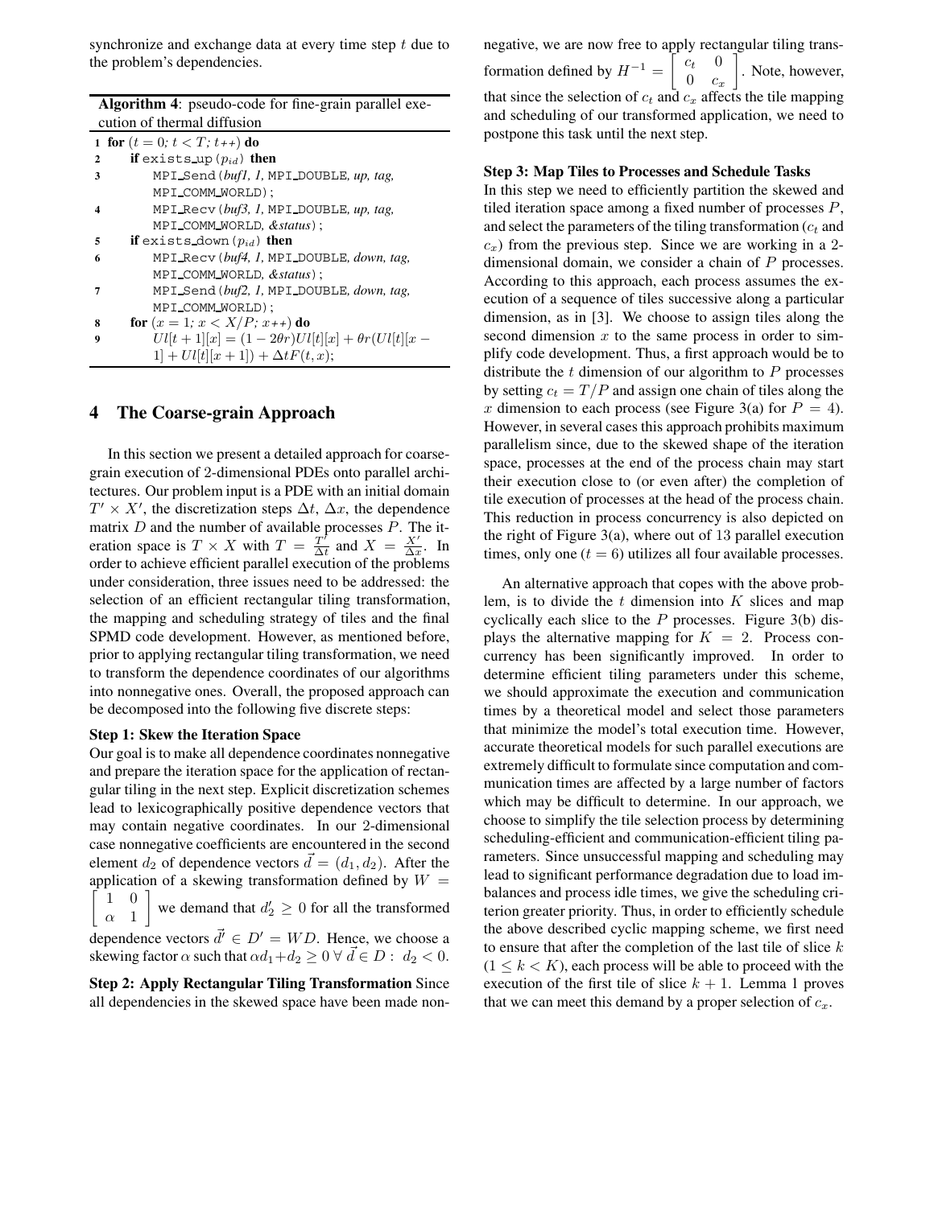synchronize and exchange data at every time step $t$ due to the problem's dependencies.

**Algorithm 4**: pseudo-code for fine-grain parallel execution of thermal diffusion

```
1  for (t = 0; t < T; t++) do
2      if exists_up(p_id) then
3          MPI_Send(buf1, 1, MPI_DOUBLE, up, tag,
           MPI_COMM_WORLD);
4          MPI_Recv(buf3, 1, MPI_DOUBLE, up, tag,
           MPI_COMM_WORLD, &status);
5      if exists_down(p_id) then
6          MPI_Recv(buf4, 1, MPI_DOUBLE, down, tag,
           MPI_COMM_WORLD, &status);
7          MPI_Send(buf2, 1, MPI_DOUBLE, down, tag,
           MPI_COMM_WORLD);
8      for (x = 1; x < X/P; x++) do
9          Ul[t+1][x] = (1 - 2θr)Ul[t][x] + θr(Ul[t][x-1] + Ul[t][x+1]) + ΔtF(t, x);
```

## 4 The Coarse-grain Approach

In this section we present a detailed approach for coarse-grain execution of 2-dimensional PDEs onto parallel architectures. Our problem input is a PDE with an initial domain $T' \times X'$, the discretization steps $\Delta t$, $\Delta x$, the dependence matrix $D$ and the number of available processes $P$. The iteration space is $T \times X$ with $T = \frac{T'}{\Delta t}$ and $X = \frac{X'}{\Delta x}$. In order to achieve efficient parallel execution of the problems under consideration, three issues need to be addressed: the selection of an efficient rectangular tiling transformation, the mapping and scheduling strategy of tiles and the final SPMD code development. However, as mentioned before, prior to applying rectangular tiling transformation, we need to transform the dependence coordinates of our algorithms into nonnegative ones. Overall, the proposed approach can be decomposed into the following five discrete steps:

**Step 1: Skew the Iteration Space**

Our goal is to make all dependence coordinates nonnegative and prepare the iteration space for the application of rectangular tiling in the next step. Explicit discretization schemes lead to lexicographically positive dependence vectors that may contain negative coordinates. In our 2-dimensional case nonnegative coefficients are encountered in the second element $d_2$ of dependence vectors $\vec{d} = (d_1, d_2)$. After the application of a skewing transformation defined by $W = \begin{bmatrix} 1 & 0 \\ \alpha & 1 \end{bmatrix}$ we demand that $d'_2 \geq 0$ for all the transformed dependence vectors $\vec{d'} \in D' = WD$. Hence, we choose a skewing factor $\alpha$ such that $\alpha d_1 + d_2 \geq 0 \; \forall \; \vec{d} \in D : \; d_2 < 0$.

**Step 2: Apply Rectangular Tiling Transformation** Since all dependencies in the skewed space have been made non-negative, we are now free to apply rectangular tiling transformation defined by $H^{-1} = \begin{bmatrix} c_t & 0 \\ 0 & c_x \end{bmatrix}$. Note, however, that since the selection of $c_t$ and $c_x$ affects the tile mapping and scheduling of our transformed application, we need to postpone this task until the next step.

**Step 3: Map Tiles to Processes and Schedule Tasks**

In this step we need to efficiently partition the skewed and tiled iteration space among a fixed number of processes $P$, and select the parameters of the tiling transformation ($c_t$ and $c_x$) from the previous step. Since we are working in a 2-dimensional domain, we consider a chain of $P$ processes. According to this approach, each process assumes the execution of a sequence of tiles successive along a particular dimension, as in [3]. We choose to assign tiles along the second dimension $x$ to the same process in order to simplify code development. Thus, a first approach would be to distribute the $t$ dimension of our algorithm to $P$ processes by setting $c_t = T/P$ and assign one chain of tiles along the $x$ dimension to each process (see Figure 3(a) for $P = 4$). However, in several cases this approach prohibits maximum parallelism since, due to the skewed shape of the iteration space, processes at the end of the process chain may start their execution close to (or even after) the completion of tile execution of processes at the head of the process chain. This reduction in process concurrency is also depicted on the right of Figure 3(a), where out of 13 parallel execution times, only one ($t = 6$) utilizes all four available processes.

An alternative approach that copes with the above problem, is to divide the $t$ dimension into $K$ slices and map cyclically each slice to the $P$ processes. Figure 3(b) displays the alternative mapping for $K = 2$. Process concurrency has been significantly improved. In order to determine efficient tiling parameters under this scheme, we should approximate the execution and communication times by a theoretical model and select those parameters that minimize the model's total execution time. However, accurate theoretical models for such parallel executions are extremely difficult to formulate since computation and communication times are affected by a large number of factors which may be difficult to determine. In our approach, we choose to simplify the tile selection process by determining scheduling-efficient and communication-efficient tiling parameters. Since unsuccessful mapping and scheduling may lead to significant performance degradation due to load imbalances and process idle times, we give the scheduling criterion greater priority. Thus, in order to efficiently schedule the above described cyclic mapping scheme, we first need to ensure that after the completion of the last tile of slice $k$ ($1 \leq k < K$), each process will be able to proceed with the execution of the first tile of slice $k+1$. Lemma 1 proves that we can meet this demand by a proper selection of $c_x$.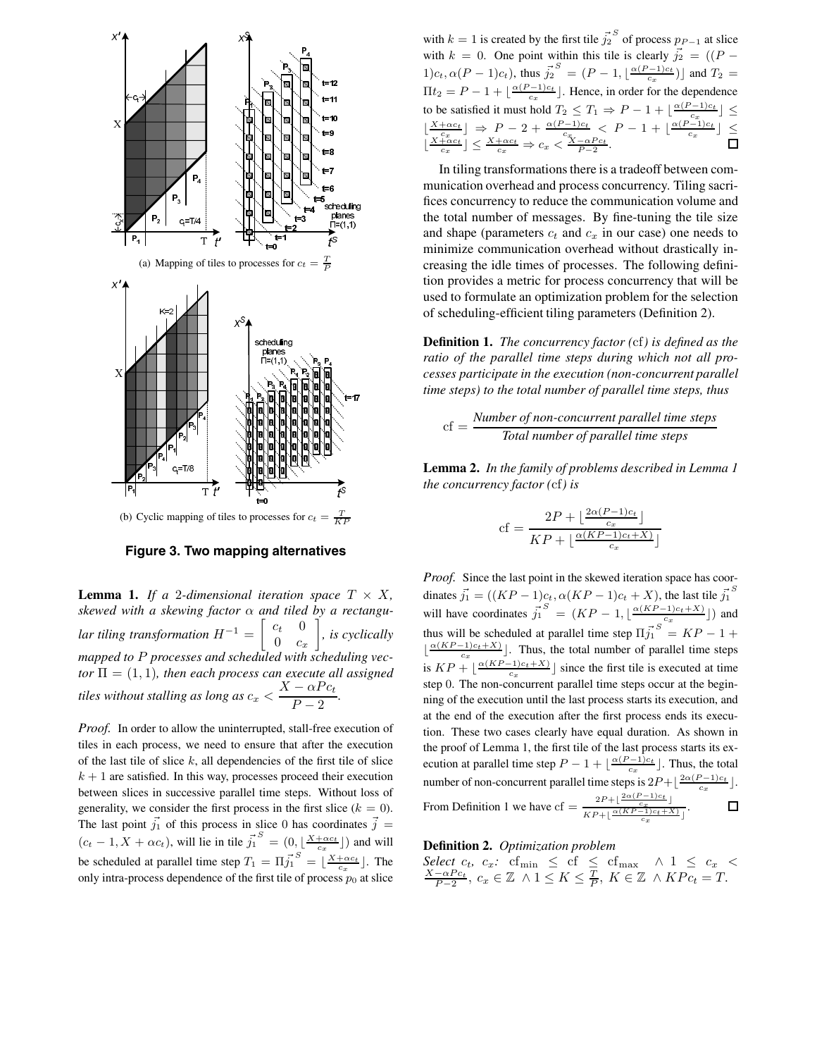(a) Mapping of tiles to processes for $c_t = \frac{T}{P}$

(b) Cyclic mapping of tiles to processes for $c_t = \frac{T}{KP}$

**Figure 3. Two mapping alternatives**

**Lemma 1.** *If a 2-dimensional iteration space $T \times X$, skewed with a skewing factor $\alpha$ and tiled by a rectangular tiling transformation $H^{-1} = \begin{bmatrix} c_t & 0 \\ 0 & c_x \end{bmatrix}$, is cyclically mapped to $P$ processes and scheduled with scheduling vector $\Pi = (1, 1)$, then each process can execute all assigned tiles without stalling as long as $c_x < \dfrac{X - \alpha P c_t}{P - 2}$.*

*Proof.* In order to allow the uninterrupted, stall-free execution of tiles in each process, we need to ensure that after the execution of the last tile of slice $k$, all dependencies of the first tile of slice $k+1$ are satisfied. In this way, processes proceed their execution between slices in successive parallel time steps. Without loss of generality, we consider the first process in the first slice ($k = 0$). The last point $\vec{j_1}$ of this process in slice 0 has coordinates $\vec{j} = (c_t - 1, X + \alpha c_t)$, will lie in tile $\vec{j_1}^S = (0, \lfloor \frac{X+\alpha c_t}{c_x} \rfloor)$ and will be scheduled at parallel time step $T_1 = \Pi \vec{j_1}^S = \lfloor \frac{X+\alpha c_t}{c_x} \rfloor$. The only intra-process dependence of the first tile of process $p_0$ at slice with $k = 1$ is created by the first tile $\vec{j_2}^S$ of process $p_{P-1}$ at slice with $k = 0$. One point within this tile is clearly $\vec{j_2} = ((P-1)c_t, \alpha(P-1)c_t)$, thus $\vec{j_2}^S = (P-1, \lfloor \frac{\alpha(P-1)c_t}{c_x} \rfloor)$ and $T_2 = \Pi t_2 = P - 1 + \lfloor \frac{\alpha(P-1)c_t}{c_x} \rfloor$. Hence, in order for the dependence to be satisfied it must hold $T_2 \le T_1 \Rightarrow P - 1 + \lfloor \frac{\alpha(P-1)c_t}{c_x} \rfloor \le \lfloor \frac{X+\alpha c_t}{c_x} \rfloor \Rightarrow P - 2 + \frac{\alpha(P-1)c_t}{c_x} < P - 1 + \lfloor \frac{\alpha(P-1)c_t}{c_x} \rfloor \le \lfloor \frac{X+\alpha c_t}{c_x} \rfloor \le \frac{X+\alpha c_t}{c_x} \Rightarrow c_x < \frac{X - \alpha P c_t}{P-2}$. ☐

In tiling transformations there is a tradeoff between communication overhead and process concurrency. Tiling sacrifices concurrency to reduce the communication volume and the total number of messages. By fine-tuning the tile size and shape (parameters $c_t$ and $c_x$ in our case) one needs to minimize communication overhead without drastically increasing the idle times of processes. The following definition provides a metric for process concurrency that will be used to formulate an optimization problem for the selection of scheduling-efficient tiling parameters (Definition 2).

**Definition 1.** *The concurrency factor (cf) is defined as the ratio of the parallel time steps during which not all processes participate in the execution (non-concurrent parallel time steps) to the total number of parallel time steps, thus*

$$\text{cf} = \frac{\textit{Number of non-concurrent parallel time steps}}{\textit{Total number of parallel time steps}}$$

**Lemma 2.** *In the family of problems described in Lemma 1 the concurrency factor (cf) is*

$$\text{cf} = \frac{2P + \lfloor \frac{2\alpha(P-1)c_t}{c_x} \rfloor}{KP + \lfloor \frac{\alpha(KP-1)c_t + X)}{c_x} \rfloor}$$

*Proof.* Since the last point in the skewed iteration space has coordinates $\vec{j_1} = ((KP-1)c_t, \alpha(KP-1)c_t + X)$, the last tile $\vec{j_1}^S$ will have coordinates $\vec{j_1}^S = (KP-1, \lfloor \frac{\alpha(KP-1)c_t + X)}{c_x} \rfloor)$ and thus will be scheduled at parallel time step $\Pi \vec{j_1}^S = KP - 1 + \lfloor \frac{\alpha(KP-1)c_t + X)}{c_x} \rfloor$. Thus, the total number of parallel time steps is $KP + \lfloor \frac{\alpha(KP-1)c_t + X)}{c_x} \rfloor$ since the first tile is executed at time step 0. The non-concurrent parallel time steps occur at the beginning of the execution until the last process starts its execution, and at the end of the execution after the first process ends its execution. These two cases clearly have equal duration. As shown in the proof of Lemma 1, the first tile of the last process starts its execution at parallel time step $P - 1 + \lfloor \frac{\alpha(P-1)c_t}{c_x} \rfloor$. Thus, the total number of non-concurrent parallel time steps is $2P + \lfloor \frac{2\alpha(P-1)c_t}{c_x} \rfloor$. From Definition 1 we have $\text{cf} = \frac{2P + \lfloor \frac{2\alpha(P-1)c_t}{c_x} \rfloor}{KP + \lfloor \frac{\alpha(KP-1)c_t + X)}{c_x} \rfloor}$. ☐

**Definition 2.** *Optimization problem*
*Select $c_t$, $c_x$: $\text{cf}_{\min} \le \text{cf} \le \text{cf}_{\max} \;\wedge\; 1 \le c_x < \frac{X - \alpha P c_t}{P-2}$, $c_x \in \mathbb{Z} \;\wedge\; 1 \le K \le \frac{T}{P}$, $K \in \mathbb{Z} \;\wedge\; KPc_t = T$.*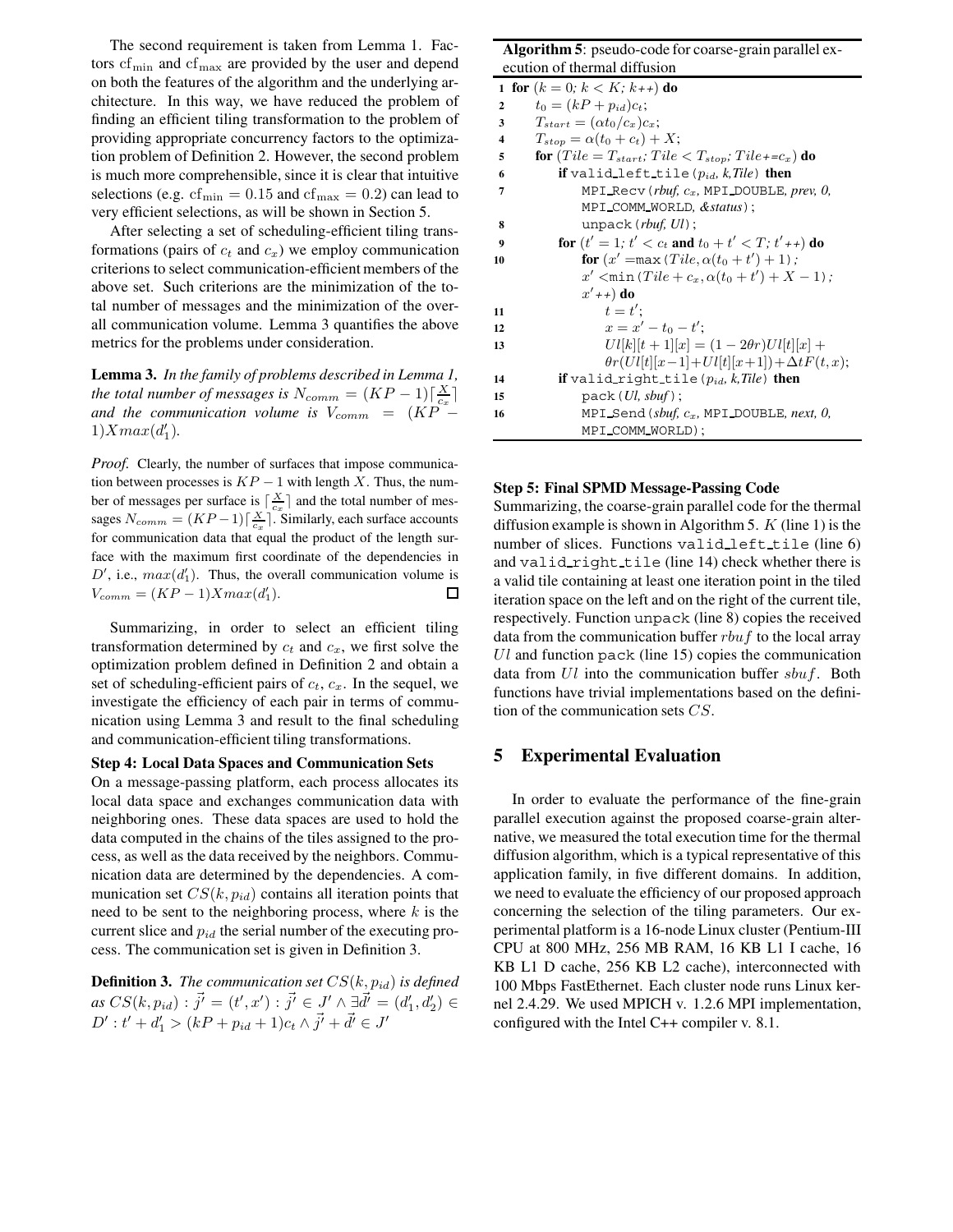The second requirement is taken from Lemma 1. Factors $\mathrm{cf}_{\min}$ and $\mathrm{cf}_{\max}$ are provided by the user and depend on both the features of the algorithm and the underlying architecture. In this way, we have reduced the problem of finding an efficient tiling transformation to the problem of providing appropriate concurrency factors to the optimization problem of Definition 2. However, the second problem is much more comprehensible, since it is clear that intuitive selections (e.g. $\mathrm{cf}_{\min} = 0.15$ and $\mathrm{cf}_{\max} = 0.2$) can lead to very efficient selections, as will be shown in Section 5.

After selecting a set of scheduling-efficient tiling transformations (pairs of $c_t$ and $c_x$) we employ communication criterions to select communication-efficient members of the above set. Such criterions are the minimization of the total number of messages and the minimization of the overall communication volume. Lemma 3 quantifies the above metrics for the problems under consideration.

**Lemma 3.** *In the family of problems described in Lemma 1, the total number of messages is $N_{comm} = (KP-1)\lceil \frac{X}{c_x} \rceil$ and the communication volume is $V_{comm} = (KP-1)Xmax(d'_1)$.*

*Proof.* Clearly, the number of surfaces that impose communication between processes is $KP-1$ with length $X$. Thus, the number of messages per surface is $\lceil \frac{X}{c_x} \rceil$ and the total number of messages $N_{comm} = (KP-1)\lceil \frac{X}{c_x} \rceil$. Similarly, each surface accounts for communication data that equal the product of the length surface with the maximum first coordinate of the dependencies in $D'$, i.e., $max(d'_1)$. Thus, the overall communication volume is $V_{comm} = (KP-1)Xmax(d'_1)$. □

Summarizing, in order to select an efficient tiling transformation determined by $c_t$ and $c_x$, we first solve the optimization problem defined in Definition 2 and obtain a set of scheduling-efficient pairs of $c_t$, $c_x$. In the sequel, we investigate the efficiency of each pair in terms of communication using Lemma 3 and result to the final scheduling and communication-efficient tiling transformations.

**Step 4: Local Data Spaces and Communication Sets**

On a message-passing platform, each process allocates its local data space and exchanges communication data with neighboring ones. These data spaces are used to hold the data computed in the chains of the tiles assigned to the process, as well as the data received by the neighbors. Communication data are determined by the dependencies. A communication set $CS(k, p_{id})$ contains all iteration points that need to be sent to the neighboring process, where $k$ is the current slice and $p_{id}$ the serial number of the executing process. The communication set is given in Definition 3.

**Definition 3.** *The communication set $CS(k, p_{id})$ is defined as $CS(k, p_{id}) : \vec{j'} = (t', x') : \vec{j'} \in J' \wedge \exists \vec{d'} = (d'_1, d'_2) \in D' : t' + d'_1 > (kP + p_{id} + 1)c_t \wedge \vec{j'} + \vec{d'} \in J'$*

**Algorithm 5**: pseudo-code for coarse-grain parallel execution of thermal diffusion

```
1  for (k = 0; k < K; k++) do
2      t0 = (kP + p_id) c_t;
3      T_start = (α t0 / c_x) c_x;
4      T_stop = α(t0 + c_t) + X;
5      for (Tile = T_start; Tile < T_stop; Tile += c_x) do
6          if valid_left_tile(p_id, k, Tile) then
7              MPI_Recv(rbuf, c_x, MPI_DOUBLE, prev, 0,
               MPI_COMM_WORLD, &status);
8              unpack(rbuf, Ul);
9          for (t' = 1; t' < c_t and t0 + t' < T; t'++) do
10             for (x' = max(Tile, α(t0 + t') + 1);
               x' < min(Tile + c_x, α(t0 + t') + X - 1);
               x'++) do
11                 t = t';
12                 x = x' - t0 - t';
13                 Ul[k][t+1][x] = (1 - 2θr)Ul[t][x] +
                   θr(Ul[t][x-1] + Ul[t][x+1]) + Δt F(t, x);
14         if valid_right_tile(p_id, k, Tile) then
15             pack(Ul, sbuf);
16             MPI_Send(sbuf, c_x, MPI_DOUBLE, next, 0,
               MPI_COMM_WORLD);
```

**Step 5: Final SPMD Message-Passing Code**

Summarizing, the coarse-grain parallel code for the thermal diffusion example is shown in Algorithm 5. $K$ (line 1) is the number of slices. Functions valid_left_tile (line 6) and valid_right_tile (line 14) check whether there is a valid tile containing at least one iteration point in the tiled iteration space on the left and on the right of the current tile, respectively. Function unpack (line 8) copies the received data from the communication buffer $rbuf$ to the local array $Ul$ and function pack (line 15) copies the communication data from $Ul$ into the communication buffer $sbuf$. Both functions have trivial implementations based on the definition of the communication sets $CS$.

## 5 Experimental Evaluation

In order to evaluate the performance of the fine-grain parallel execution against the proposed coarse-grain alternative, we measured the total execution time for the thermal diffusion algorithm, which is a typical representative of this application family, in five different domains. In addition, we need to evaluate the efficiency of our proposed approach concerning the selection of the tiling parameters. Our experimental platform is a 16-node Linux cluster (Pentium-III CPU at 800 MHz, 256 MB RAM, 16 KB L1 I cache, 16 KB L1 D cache, 256 KB L2 cache), interconnected with 100 Mbps FastEthernet. Each cluster node runs Linux kernel 2.4.29. We used MPICH v. 1.2.6 MPI implementation, configured with the Intel C++ compiler v. 8.1.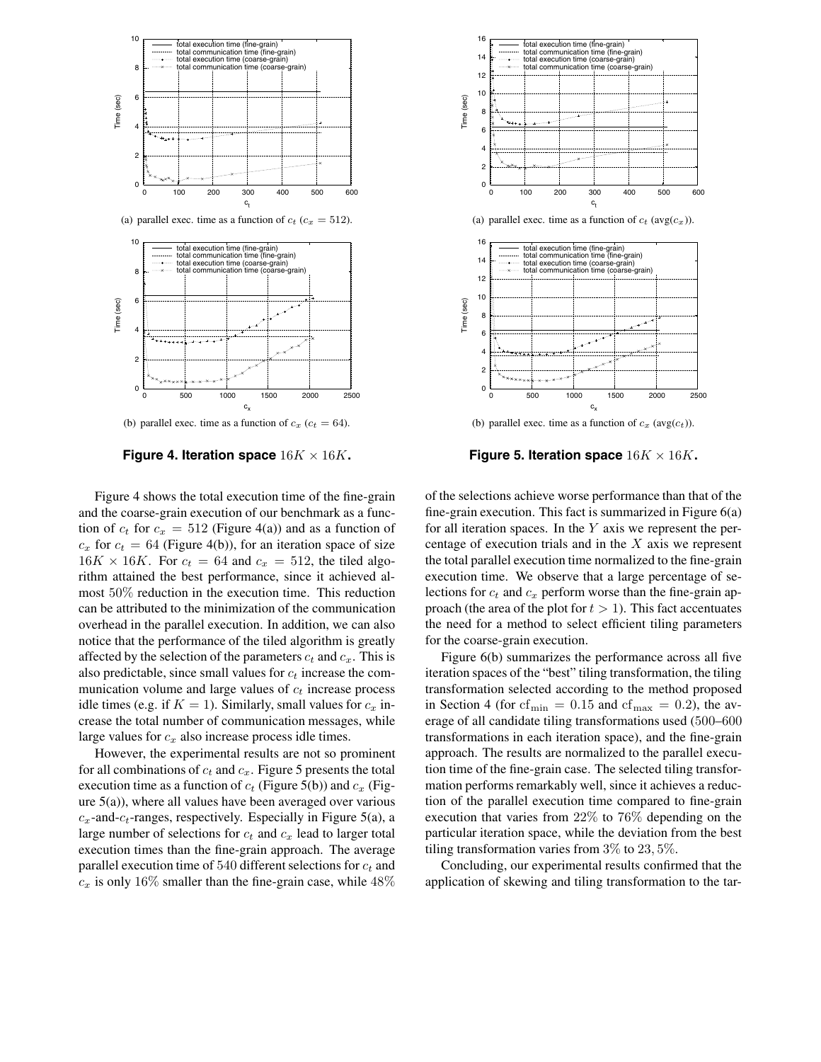(a) parallel exec. time as a function of $c_t$ ($c_x = 512$).

(b) parallel exec. time as a function of $c_x$ ($c_t = 64$).

**Figure 4. Iteration space $16K \times 16K$.**

(a) parallel exec. time as a function of $c_t$ (avg($c_x$)).

(b) parallel exec. time as a function of $c_x$ (avg($c_t$)).

**Figure 5. Iteration space $16K \times 16K$.**

Figure 4 shows the total execution time of the fine-grain and the coarse-grain execution of our benchmark as a function of $c_t$ for $c_x = 512$ (Figure 4(a)) and as a function of $c_x$ for $c_t = 64$ (Figure 4(b)), for an iteration space of size $16K \times 16K$. For $c_t = 64$ and $c_x = 512$, the tiled algorithm attained the best performance, since it achieved almost $50\%$ reduction in the execution time. This reduction can be attributed to the minimization of the communication overhead in the parallel execution. In addition, we can also notice that the performance of the tiled algorithm is greatly affected by the selection of the parameters $c_t$ and $c_x$. This is also predictable, since small values for $c_t$ increase the communication volume and large values of $c_t$ increase process idle times (e.g. if $K = 1$). Similarly, small values for $c_x$ increase the total number of communication messages, while large values for $c_x$ also increase process idle times.

However, the experimental results are not so prominent for all combinations of $c_t$ and $c_x$. Figure 5 presents the total execution time as a function of $c_t$ (Figure 5(b)) and $c_x$ (Figure 5(a)), where all values have been averaged over various $c_x$-and-$c_t$-ranges, respectively. Especially in Figure 5(a), a large number of selections for $c_t$ and $c_x$ lead to larger total execution times than the fine-grain approach. The average parallel execution time of $540$ different selections for $c_t$ and $c_x$ is only $16\%$ smaller than the fine-grain case, while $48\%$ of the selections achieve worse performance than that of the fine-grain execution. This fact is summarized in Figure 6(a) for all iteration spaces. In the $Y$ axis we represent the percentage of execution trials and in the $X$ axis we represent the total parallel execution time normalized to the fine-grain execution time. We observe that a large percentage of selections for $c_t$ and $c_x$ perform worse than the fine-grain approach (the area of the plot for $t > 1$). This fact accentuates the need for a method to select efficient tiling parameters for the coarse-grain execution.

Figure 6(b) summarizes the performance across all five iteration spaces of the "best" tiling transformation, the tiling transformation selected according to the method proposed in Section 4 (for $\mathrm{cf}_{\min} = 0.15$ and $\mathrm{cf}_{\max} = 0.2$), the average of all candidate tiling transformations used (500–600 transformations in each iteration space), and the fine-grain approach. The results are normalized to the parallel execution time of the fine-grain case. The selected tiling transformation performs remarkably well, since it achieves a reduction of the parallel execution time compared to fine-grain execution that varies from $22\%$ to $76\%$ depending on the particular iteration space, while the deviation from the best tiling transformation varies from $3\%$ to $23,5\%$.

Concluding, our experimental results confirmed that the application of skewing and tiling transformation to the tar-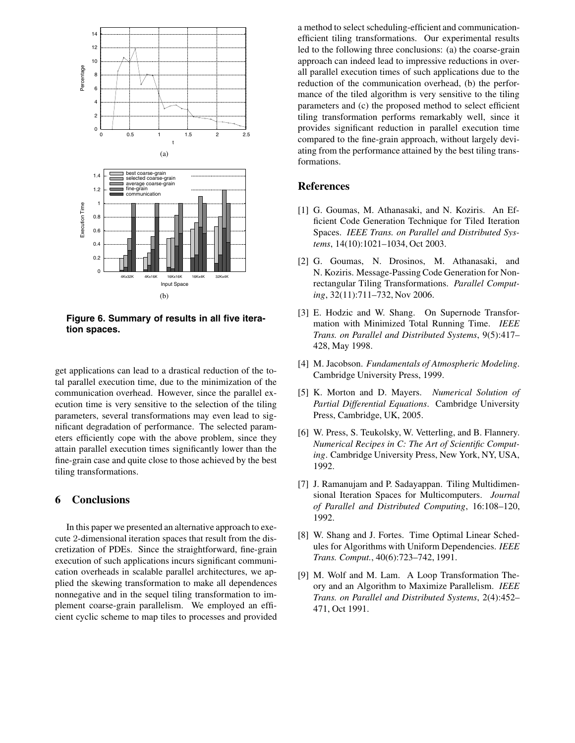14
12
10
8
6
4
2
0
Percentage
0 0.5 1 1.5 2 2.5
t

(a)

best coarse-grain
selected coarse-grain
average coarse-grain
fine-grain
communication

1.4
1.2
1
0.8
0.6
0.4
0.2
0
Execution Time
4Kx32K 4Kx16K 16Kx16K 16Kx4K 32Kx4K
Input Space

(b)

**Figure 6. Summary of results in all five iteration spaces.**

get applications can lead to a drastical reduction of the total parallel execution time, due to the minimization of the communication overhead. However, since the parallel execution time is very sensitive to the selection of the tiling parameters, several transformations may even lead to significant degradation of performance. The selected parameters efficiently cope with the above problem, since they attain parallel execution times significantly lower than the fine-grain case and quite close to those achieved by the best tiling transformations.

## 6 Conclusions

In this paper we presented an alternative approach to execute 2-dimensional iteration spaces that result from the discretization of PDEs. Since the straightforward, fine-grain execution of such applications incurs significant communication overheads in scalable parallel architectures, we applied the skewing transformation to make all dependences nonnegative and in the sequel tiling transformation to implement coarse-grain parallelism. We employed an efficient cyclic scheme to map tiles to processes and provided a method to select scheduling-efficient and communication-efficient tiling transformations. Our experimental results led to the following three conclusions: (a) the coarse-grain approach can indeed lead to impressive reductions in overall parallel execution times of such applications due to the reduction of the communication overhead, (b) the performance of the tiled algorithm is very sensitive to the tiling parameters and (c) the proposed method to select efficient tiling transformation performs remarkably well, since it provides significant reduction in parallel execution time compared to the fine-grain approach, without largely deviating from the performance attained by the best tiling transformations.

## References

[1] G. Goumas, M. Athanasaki, and N. Koziris. An Efficient Code Generation Technique for Tiled Iteration Spaces. *IEEE Trans. on Parallel and Distributed Systems*, 14(10):1021–1034, Oct 2003.

[2] G. Goumas, N. Drosinos, M. Athanasaki, and N. Koziris. Message-Passing Code Generation for Non-rectangular Tiling Transformations. *Parallel Computing*, 32(11):711–732, Nov 2006.

[3] E. Hodzic and W. Shang. On Supernode Transformation with Minimized Total Running Time. *IEEE Trans. on Parallel and Distributed Systems*, 9(5):417–428, May 1998.

[4] M. Jacobson. *Fundamentals of Atmospheric Modeling*. Cambridge University Press, 1999.

[5] K. Morton and D. Mayers. *Numerical Solution of Partial Differential Equations*. Cambridge University Press, Cambridge, UK, 2005.

[6] W. Press, S. Teukolsky, W. Vetterling, and B. Flannery. *Numerical Recipes in C: The Art of Scientific Computing*. Cambridge University Press, New York, NY, USA, 1992.

[7] J. Ramanujam and P. Sadayappan. Tiling Multidimensional Iteration Spaces for Multicomputers. *Journal of Parallel and Distributed Computing*, 16:108–120, 1992.

[8] W. Shang and J. Fortes. Time Optimal Linear Schedules for Algorithms with Uniform Dependencies. *IEEE Trans. Comput.*, 40(6):723–742, 1991.

[9] M. Wolf and M. Lam. A Loop Transformation Theory and an Algorithm to Maximize Parallelism. *IEEE Trans. on Parallel and Distributed Systems*, 2(4):452–471, Oct 1991.